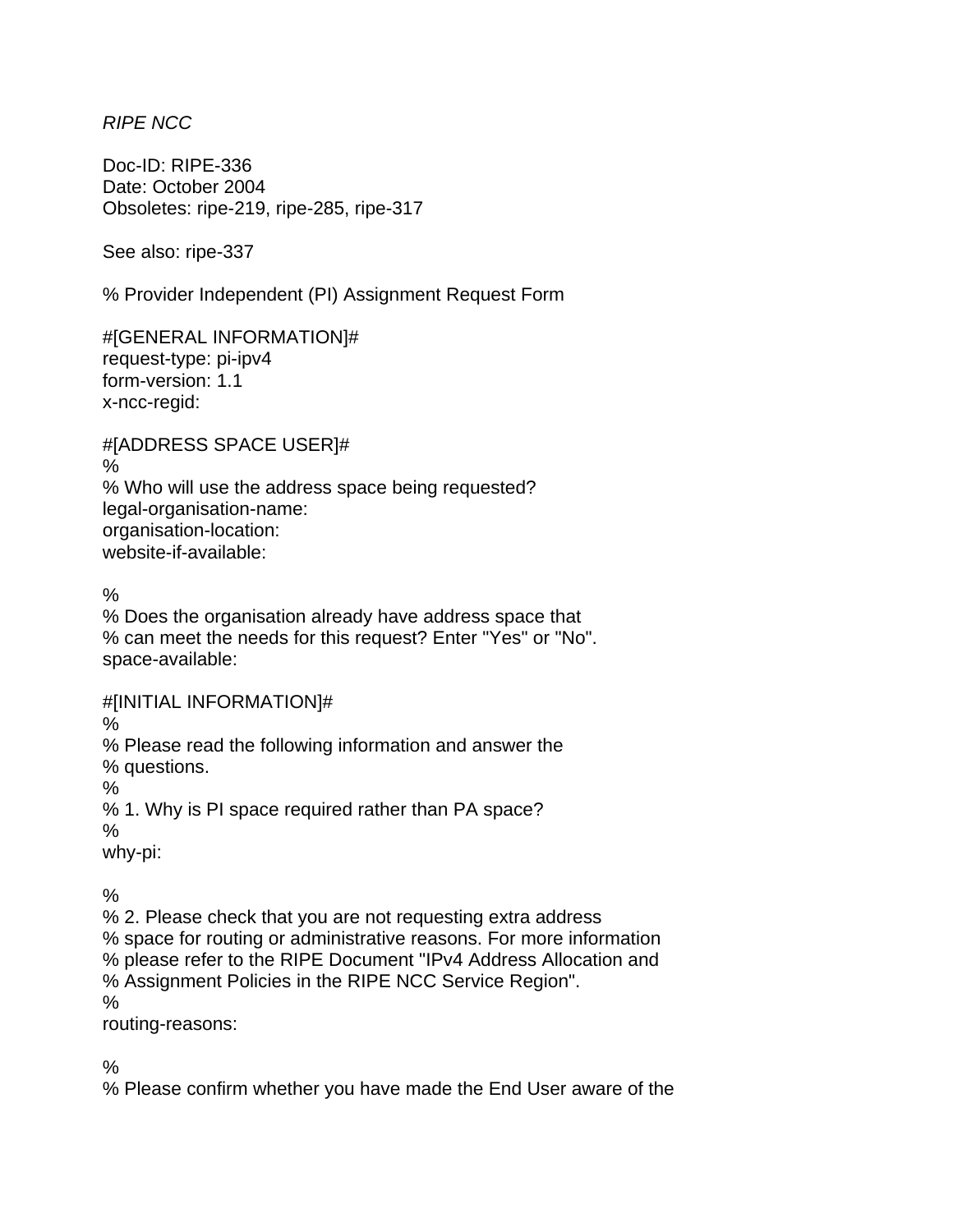*RIPE NCC*

Doc-ID: RIPE-336
Date: October 2004
Obsoletes: ripe-219, ripe-285, ripe-317

See also: ripe-337

% Provider Independent (PI) Assignment Request Form

#[GENERAL INFORMATION]#
request-type: pi-ipv4
form-version: 1.1
x-ncc-regid:

#[ADDRESS SPACE USER]#
%
% Who will use the address space being requested?
legal-organisation-name:
organisation-location:
website-if-available:

%
% Does the organisation already have address space that
% can meet the needs for this request? Enter "Yes" or "No".
space-available:

#[INITIAL INFORMATION]#
%
% Please read the following information and answer the
% questions.
%
% 1. Why is PI space required rather than PA space?
%
why-pi:

%
% 2. Please check that you are not requesting extra address
% space for routing or administrative reasons. For more information
% please refer to the RIPE Document "IPv4 Address Allocation and
% Assignment Policies in the RIPE NCC Service Region".
%
routing-reasons:

%
% Please confirm whether you have made the End User aware of the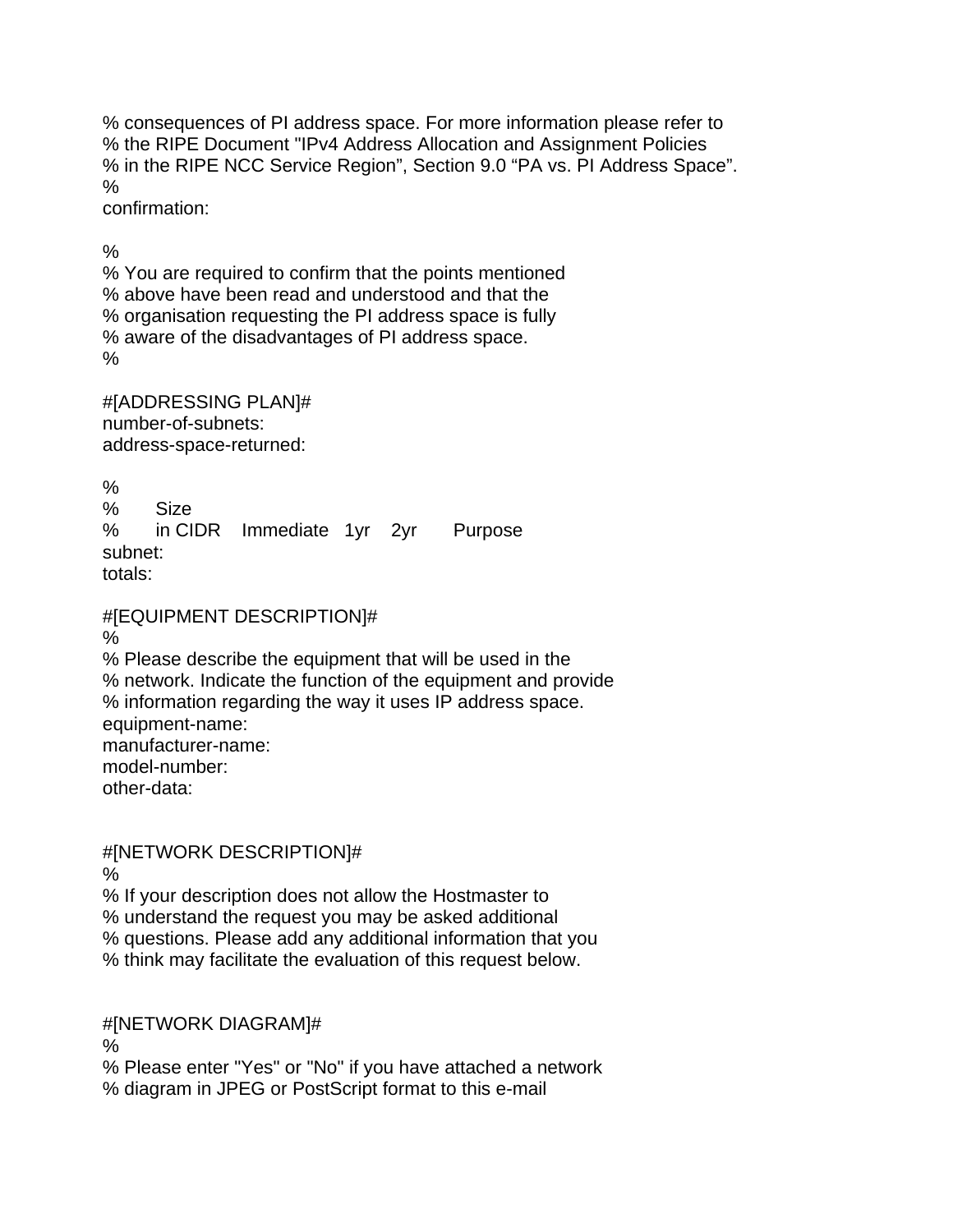```
% consequences of PI address space. For more information please refer to
% the RIPE Document "IPv4 Address Allocation and Assignment Policies
% in the RIPE NCC Service Region", Section 9.0 "PA vs. PI Address Space".
%
confirmation:

%
% You are required to confirm that the points mentioned
% above have been read and understood and that the
% organisation requesting the PI address space is fully
% aware of the disadvantages of PI address space.
%

#[ADDRESSING PLAN]#
number-of-subnets:
address-space-returned:

%
%       Size
%       in CIDR    Immediate   1yr    2yr       Purpose
subnet:
totals:

#[EQUIPMENT DESCRIPTION]#
%
% Please describe the equipment that will be used in the
% network. Indicate the function of the equipment and provide
% information regarding the way it uses IP address space.
equipment-name:
manufacturer-name:
model-number:
other-data:


#[NETWORK DESCRIPTION]#
%
% If your description does not allow the Hostmaster to
% understand the request you may be asked additional
% questions. Please add any additional information that you
% think may facilitate the evaluation of this request below.


#[NETWORK DIAGRAM]#
%
% Please enter "Yes" or "No" if you have attached a network
% diagram in JPEG or PostScript format to this e-mail
```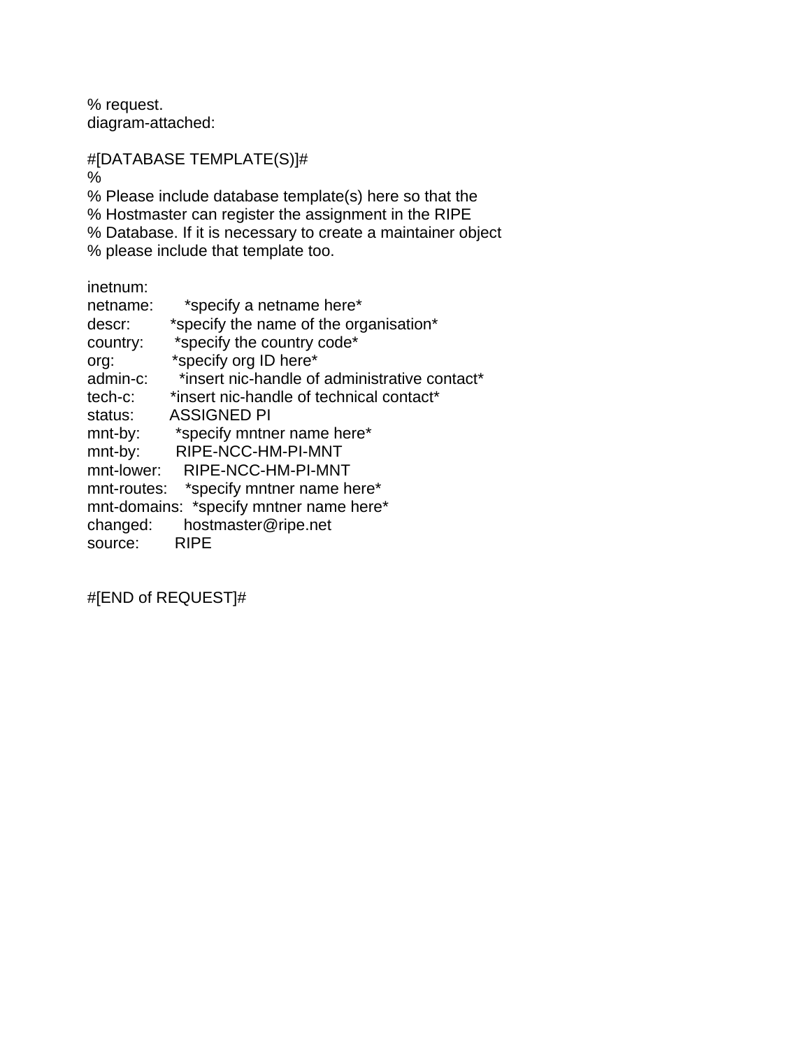% request.
diagram-attached:

#[DATABASE TEMPLATE(S)]#
%
% Please include database template(s) here so that the
% Hostmaster can register the assignment in the RIPE
% Database. If it is necessary to create a maintainer object
% please include that template too.

```
inetnum:
netname:      *specify a netname here*
descr:        *specify the name of the organisation*
country:      *specify the country code*
org:          *specify org ID here*
admin-c:      *insert nic-handle of administrative contact*
tech-c:       *insert nic-handle of technical contact*
status:       ASSIGNED PI
mnt-by:       *specify mntner name here*
mnt-by:       RIPE-NCC-HM-PI-MNT
mnt-lower:    RIPE-NCC-HM-PI-MNT
mnt-routes:   *specify mntner name here*
mnt-domains:  *specify mntner name here*
changed:      hostmaster@ripe.net
source:       RIPE
```

#[END of REQUEST]#